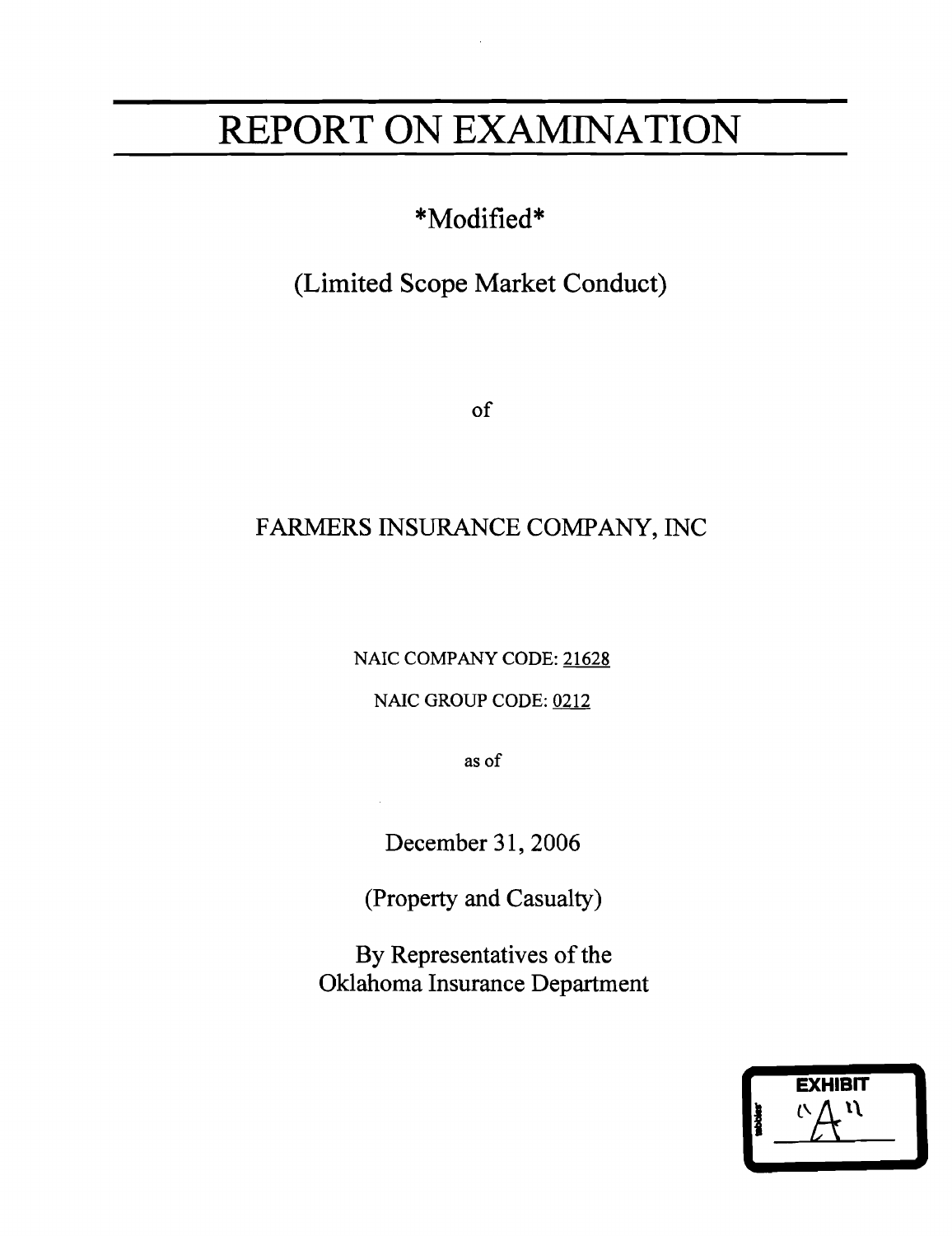# REPORT ON EXAMINATION

*Modified*

(Limited Scope Market Conduct)

of

FARMERS INSURANCE COMPANY, INC

NAIC COMPANY CODE: 21628

NAIC GROUP CODE: 0212

as of

December 31, 2006

(Property and Casualty)

By Representatives of the
Oklahoma Insurance Department

EXHIBIT
"A"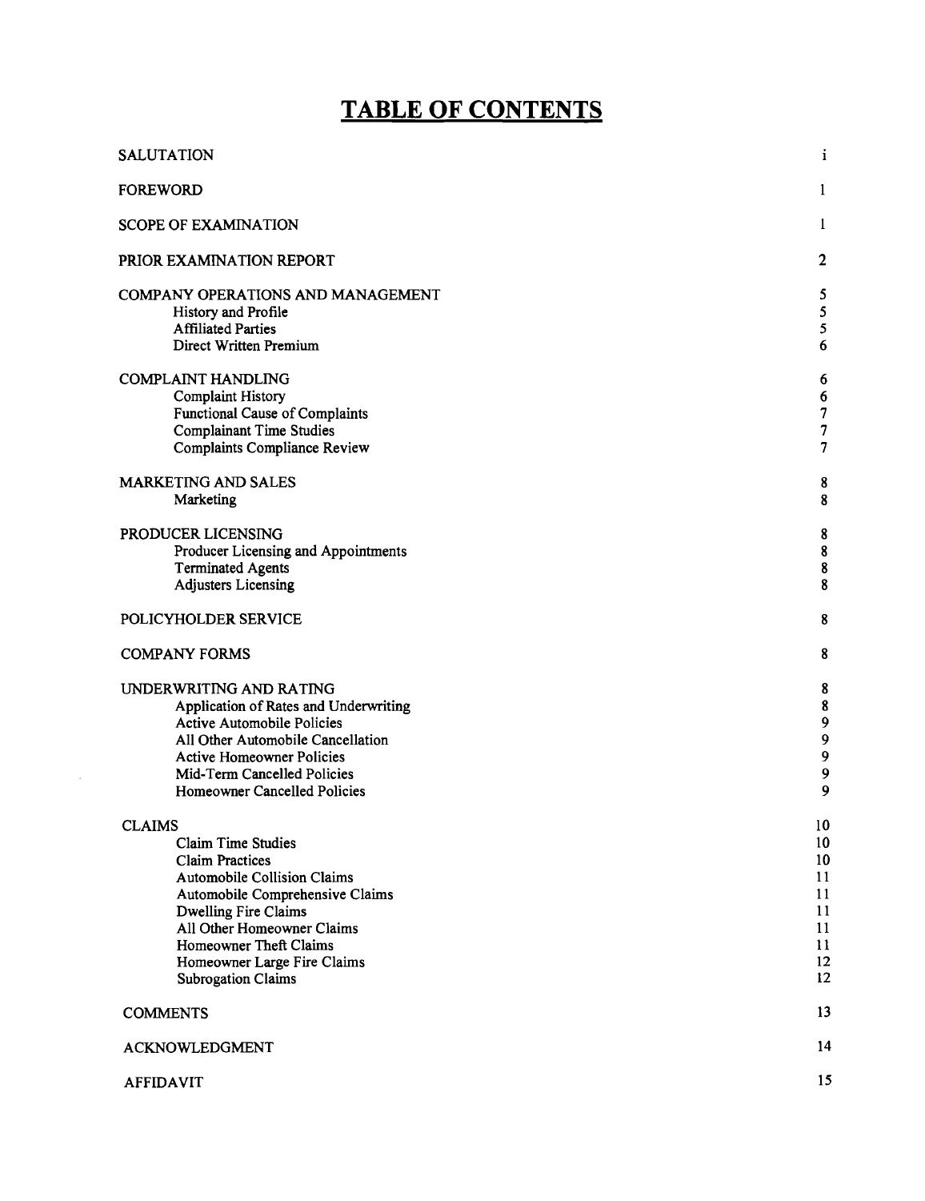# TABLE OF CONTENTS

| | |
|---|---|
| SALUTATION | i |
| FOREWORD | 1 |
| SCOPE OF EXAMINATION | 1 |
| PRIOR EXAMINATION REPORT | 2 |
| COMPANY OPERATIONS AND MANAGEMENT | 5 |
| History and Profile | 5 |
| Affiliated Parties | 5 |
| Direct Written Premium | 6 |
| COMPLAINT HANDLING | 6 |
| Complaint History | 6 |
| Functional Cause of Complaints | 7 |
| Complainant Time Studies | 7 |
| Complaints Compliance Review | 7 |
| MARKETING AND SALES | 8 |
| Marketing | 8 |
| PRODUCER LICENSING | 8 |
| Producer Licensing and Appointments | 8 |
| Terminated Agents | 8 |
| Adjusters Licensing | 8 |
| POLICYHOLDER SERVICE | 8 |
| COMPANY FORMS | 8 |
| UNDERWRITING AND RATING | 8 |
| Application of Rates and Underwriting | 8 |
| Active Automobile Policies | 9 |
| All Other Automobile Cancellation | 9 |
| Active Homeowner Policies | 9 |
| Mid-Term Cancelled Policies | 9 |
| Homeowner Cancelled Policies | 9 |
| CLAIMS | 10 |
| Claim Time Studies | 10 |
| Claim Practices | 10 |
| Automobile Collision Claims | 11 |
| Automobile Comprehensive Claims | 11 |
| Dwelling Fire Claims | 11 |
| All Other Homeowner Claims | 11 |
| Homeowner Theft Claims | 11 |
| Homeowner Large Fire Claims | 12 |
| Subrogation Claims | 12 |
| COMMENTS | 13 |
| ACKNOWLEDGMENT | 14 |
| AFFIDAVIT | 15 |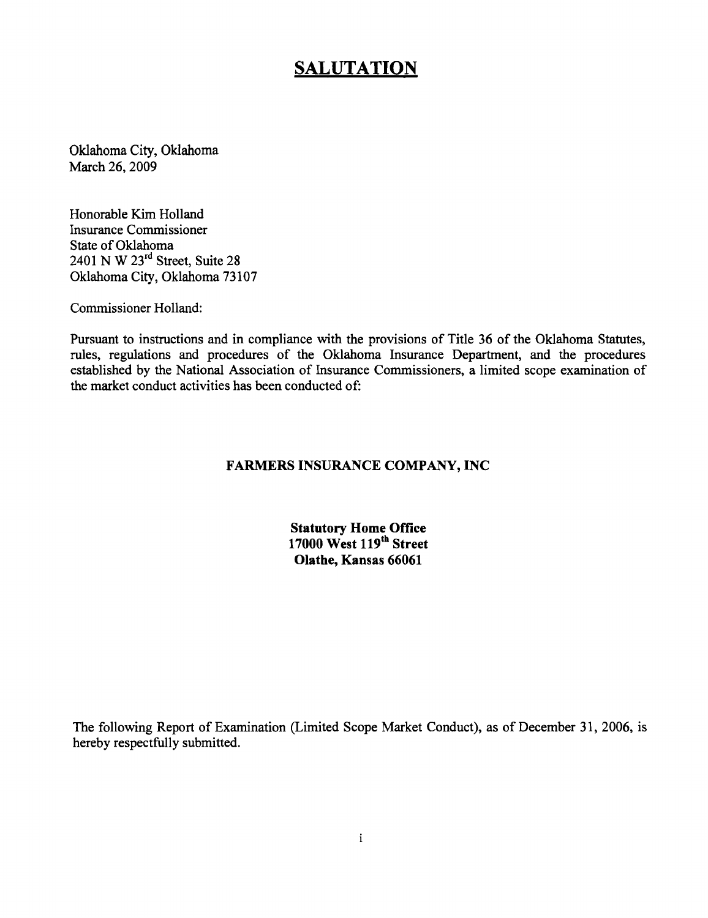# SALUTATION

Oklahoma City, Oklahoma
March 26, 2009

Honorable Kim Holland
Insurance Commissioner
State of Oklahoma
2401 N W 23rd Street, Suite 28
Oklahoma City, Oklahoma 73107

Commissioner Holland:

Pursuant to instructions and in compliance with the provisions of Title 36 of the Oklahoma Statutes, rules, regulations and procedures of the Oklahoma Insurance Department, and the procedures established by the National Association of Insurance Commissioners, a limited scope examination of the market conduct activities has been conducted of:

**FARMERS INSURANCE COMPANY, INC**

**Statutory Home Office**
**17000 West 119th Street**
**Olathe, Kansas 66061**

The following Report of Examination (Limited Scope Market Conduct), as of December 31, 2006, is hereby respectfully submitted.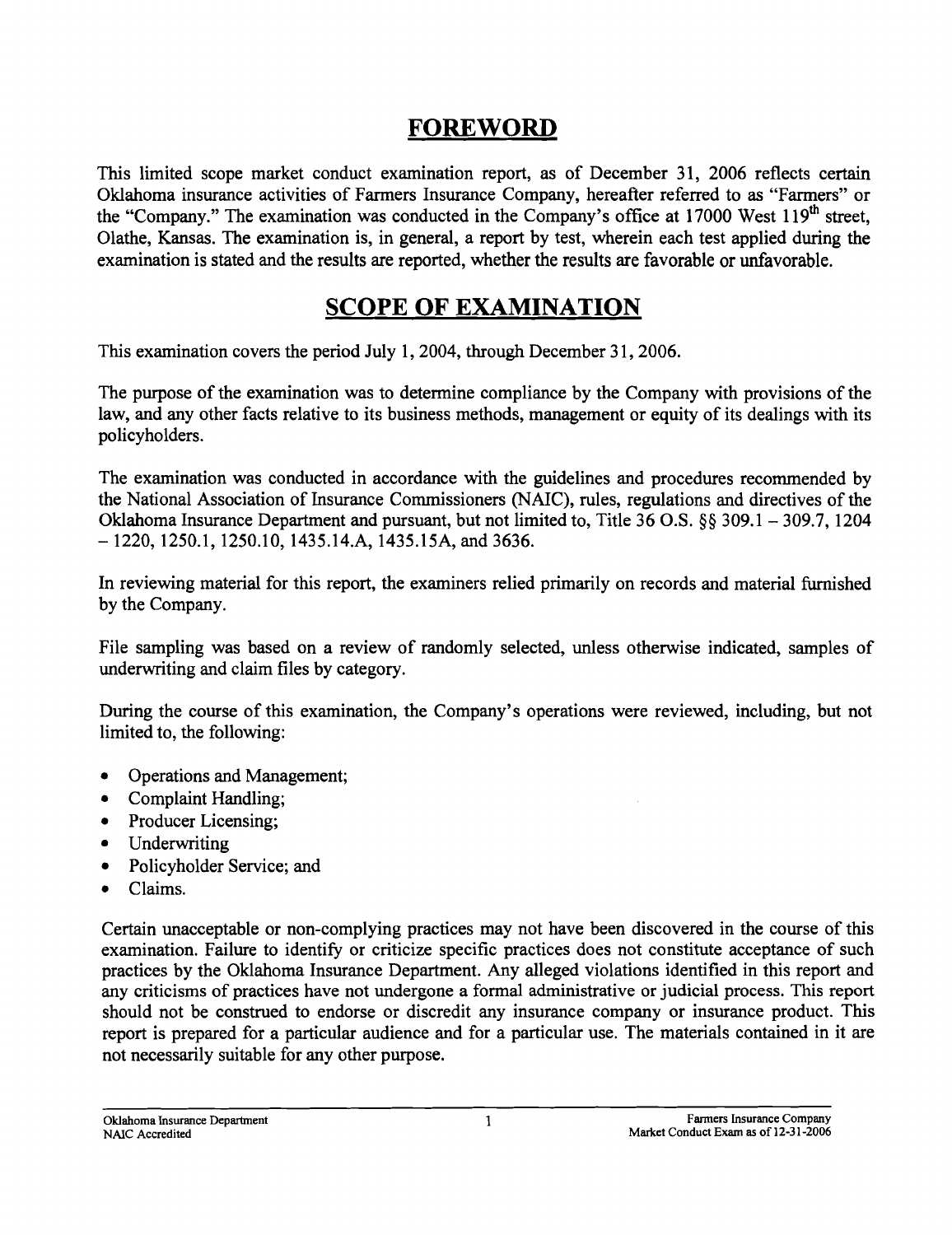## FOREWORD

This limited scope market conduct examination report, as of December 31, 2006 reflects certain Oklahoma insurance activities of Farmers Insurance Company, hereafter referred to as "Farmers" or the "Company." The examination was conducted in the Company's office at 17000 West 119th street, Olathe, Kansas. The examination is, in general, a report by test, wherein each test applied during the examination is stated and the results are reported, whether the results are favorable or unfavorable.

## SCOPE OF EXAMINATION

This examination covers the period July 1, 2004, through December 31, 2006.

The purpose of the examination was to determine compliance by the Company with provisions of the law, and any other facts relative to its business methods, management or equity of its dealings with its policyholders.

The examination was conducted in accordance with the guidelines and procedures recommended by the National Association of Insurance Commissioners (NAIC), rules, regulations and directives of the Oklahoma Insurance Department and pursuant, but not limited to, Title 36 O.S. §§ 309.1 – 309.7, 1204 – 1220, 1250.1, 1250.10, 1435.14.A, 1435.15A, and 3636.

In reviewing material for this report, the examiners relied primarily on records and material furnished by the Company.

File sampling was based on a review of randomly selected, unless otherwise indicated, samples of underwriting and claim files by category.

During the course of this examination, the Company's operations were reviewed, including, but not limited to, the following:

- Operations and Management;
- Complaint Handling;
- Producer Licensing;
- Underwriting
- Policyholder Service; and
- Claims.

Certain unacceptable or non-complying practices may not have been discovered in the course of this examination. Failure to identify or criticize specific practices does not constitute acceptance of such practices by the Oklahoma Insurance Department. Any alleged violations identified in this report and any criticisms of practices have not undergone a formal administrative or judicial process. This report should not be construed to endorse or discredit any insurance company or insurance product. This report is prepared for a particular audience and for a particular use. The materials contained in it are not necessarily suitable for any other purpose.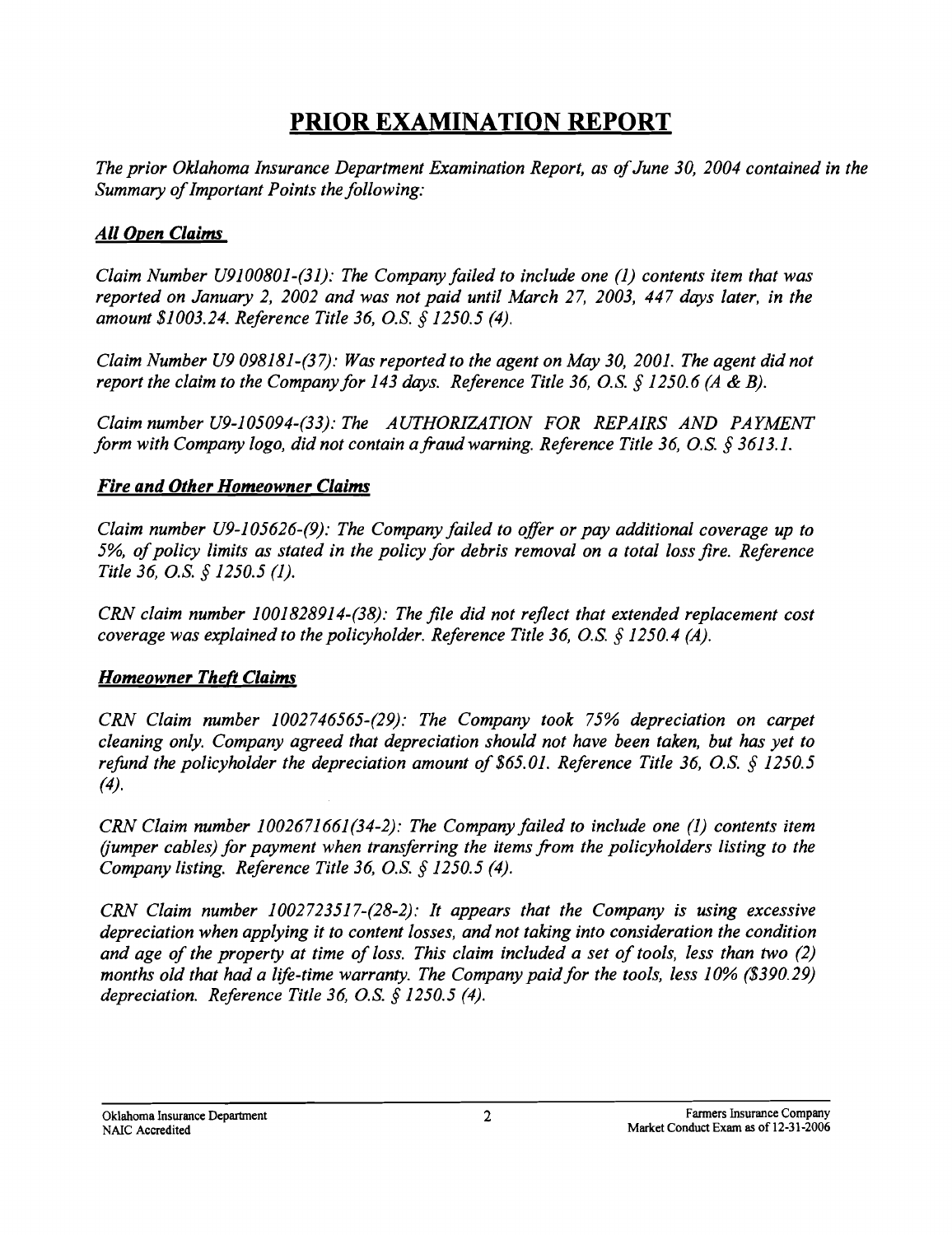# PRIOR EXAMINATION REPORT

*The prior Oklahoma Insurance Department Examination Report, as of June 30, 2004 contained in the Summary of Important Points the following:*

## *All Open Claims*

*Claim Number U9100801-(31): The Company failed to include one (1) contents item that was reported on January 2, 2002 and was not paid until March 27, 2003, 447 days later, in the amount $1003.24. Reference Title 36, O.S. § 1250.5 (4).*

*Claim Number U9 098181-(37): Was reported to the agent on May 30, 2001. The agent did not report the claim to the Company for 143 days. Reference Title 36, O.S. § 1250.6 (A & B).*

*Claim number U9-105094-(33): The AUTHORIZATION FOR REPAIRS AND PAYMENT form with Company logo, did not contain a fraud warning. Reference Title 36, O.S. § 3613.1.*

## *Fire and Other Homeowner Claims*

*Claim number U9-105626-(9): The Company failed to offer or pay additional coverage up to 5%, of policy limits as stated in the policy for debris removal on a total loss fire. Reference Title 36, O.S. § 1250.5 (1).*

*CRN claim number 1001828914-(38): The file did not reflect that extended replacement cost coverage was explained to the policyholder. Reference Title 36, O.S. § 1250.4 (A).*

## *Homeowner Theft Claims*

*CRN Claim number 1002746565-(29): The Company took 75% depreciation on carpet cleaning only. Company agreed that depreciation should not have been taken, but has yet to refund the policyholder the depreciation amount of $65.01. Reference Title 36, O.S. § 1250.5 (4).*

*CRN Claim number 1002671661(34-2): The Company failed to include one (1) contents item (jumper cables) for payment when transferring the items from the policyholders listing to the Company listing. Reference Title 36, O.S. § 1250.5 (4).*

*CRN Claim number 1002723517-(28-2): It appears that the Company is using excessive depreciation when applying it to content losses, and not taking into consideration the condition and age of the property at time of loss. This claim included a set of tools, less than two (2) months old that had a life-time warranty. The Company paid for the tools, less 10% ($390.29) depreciation. Reference Title 36, O.S. § 1250.5 (4).*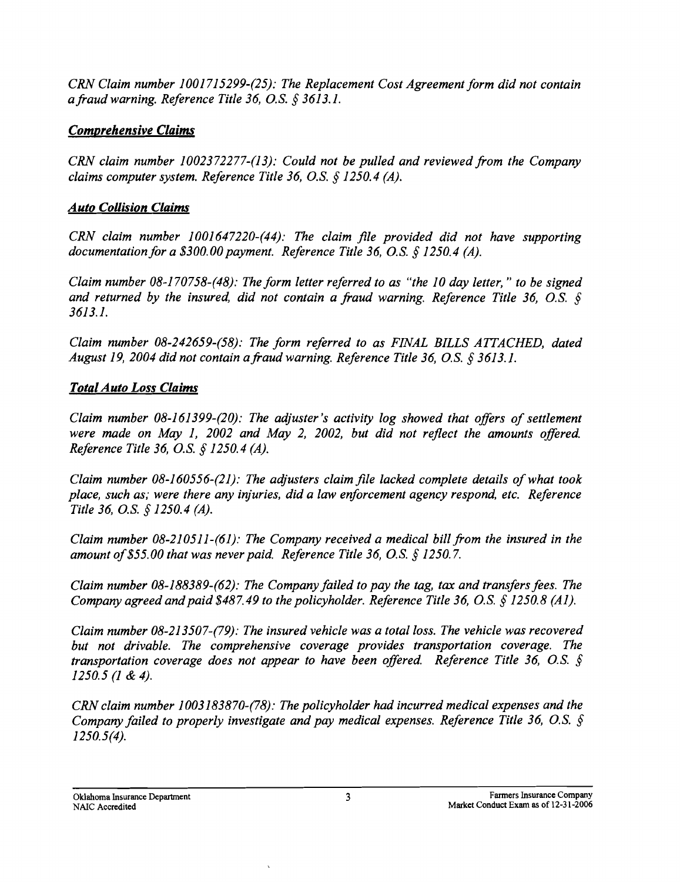*CRN Claim number 1001715299-(25): The Replacement Cost Agreement form did not contain a fraud warning. Reference Title 36, O.S. § 3613.1.*

### *Comprehensive Claims*

*CRN claim number 1002372277-(13): Could not be pulled and reviewed from the Company claims computer system. Reference Title 36, O.S. § 1250.4 (A).*

### *Auto Collision Claims*

*CRN claim number 1001647220-(44): The claim file provided did not have supporting documentation for a $300.00 payment. Reference Title 36, O.S. § 1250.4 (A).*

*Claim number 08-170758-(48): The form letter referred to as "the 10 day letter," to be signed and returned by the insured, did not contain a fraud warning. Reference Title 36, O.S. § 3613.1.*

*Claim number 08-242659-(58): The form referred to as FINAL BILLS ATTACHED, dated August 19, 2004 did not contain a fraud warning. Reference Title 36, O.S. § 3613.1.*

### *Total Auto Loss Claims*

*Claim number 08-161399-(20): The adjuster's activity log showed that offers of settlement were made on May 1, 2002 and May 2, 2002, but did not reflect the amounts offered. Reference Title 36, O.S. § 1250.4 (A).*

*Claim number 08-160556-(21): The adjusters claim file lacked complete details of what took place, such as; were there any injuries, did a law enforcement agency respond, etc. Reference Title 36, O.S. § 1250.4 (A).*

*Claim number 08-210511-(61): The Company received a medical bill from the insured in the amount of $55.00 that was never paid. Reference Title 36, O.S. § 1250.7.*

*Claim number 08-188389-(62): The Company failed to pay the tag, tax and transfers fees. The Company agreed and paid $487.49 to the policyholder. Reference Title 36, O.S. § 1250.8 (A1).*

*Claim number 08-213507-(79): The insured vehicle was a total loss. The vehicle was recovered but not drivable. The comprehensive coverage provides transportation coverage. The transportation coverage does not appear to have been offered. Reference Title 36, O.S. § 1250.5 (1 & 4).*

*CRN claim number 1003183870-(78): The policyholder had incurred medical expenses and the Company failed to properly investigate and pay medical expenses. Reference Title 36, O.S. § 1250.5(4).*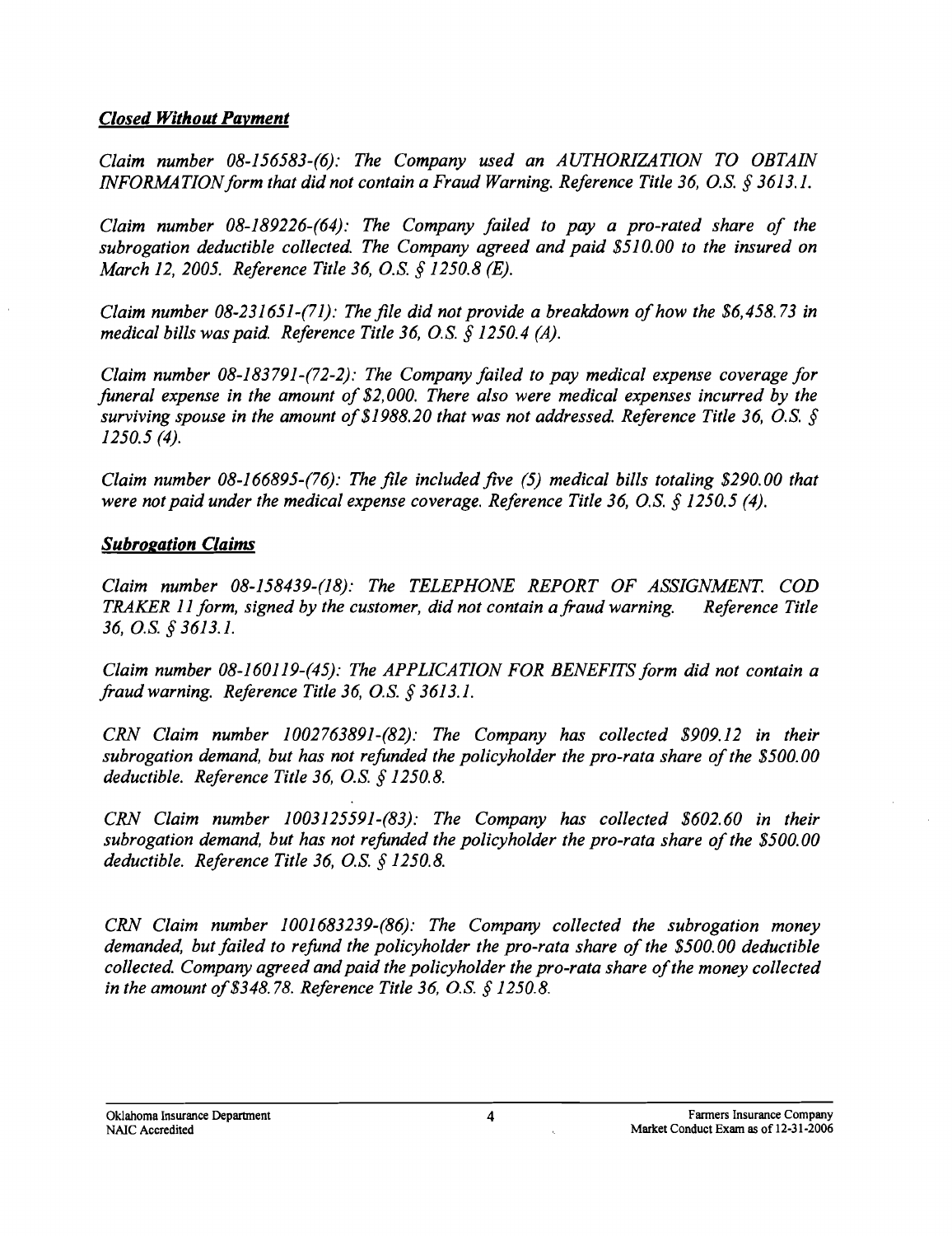***Closed Without Payment***

*Claim number 08-156583-(6): The Company used an AUTHORIZATION TO OBTAIN INFORMATION form that did not contain a Fraud Warning. Reference Title 36, O.S. § 3613.1.*

*Claim number 08-189226-(64): The Company failed to pay a pro-rated share of the subrogation deductible collected. The Company agreed and paid $510.00 to the insured on March 12, 2005. Reference Title 36, O.S. § 1250.8 (E).*

*Claim number 08-231651-(71): The file did not provide a breakdown of how the $6,458.73 in medical bills was paid. Reference Title 36, O.S. § 1250.4 (A).*

*Claim number 08-183791-(72-2): The Company failed to pay medical expense coverage for funeral expense in the amount of $2,000. There also were medical expenses incurred by the surviving spouse in the amount of $1988.20 that was not addressed. Reference Title 36, O.S. § 1250.5 (4).*

*Claim number 08-166895-(76): The file included five (5) medical bills totaling $290.00 that were not paid under the medical expense coverage. Reference Title 36, O.S. § 1250.5 (4).*

***Subrogation Claims***

*Claim number 08-158439-(18): The TELEPHONE REPORT OF ASSIGNMENT. COD TRAKER 11 form, signed by the customer, did not contain a fraud warning. Reference Title 36, O.S. § 3613.1.*

*Claim number 08-160119-(45): The APPLICATION FOR BENEFITS form did not contain a fraud warning. Reference Title 36, O.S. § 3613.1.*

*CRN Claim number 1002763891-(82): The Company has collected $909.12 in their subrogation demand, but has not refunded the policyholder the pro-rata share of the $500.00 deductible. Reference Title 36, O.S. § 1250.8.*

*CRN Claim number 1003125591-(83): The Company has collected $602.60 in their subrogation demand, but has not refunded the policyholder the pro-rata share of the $500.00 deductible. Reference Title 36, O.S. § 1250.8.*

*CRN Claim number 1001683239-(86): The Company collected the subrogation money demanded, but failed to refund the policyholder the pro-rata share of the $500.00 deductible collected. Company agreed and paid the policyholder the pro-rata share of the money collected in the amount of $348.78. Reference Title 36, O.S. § 1250.8.*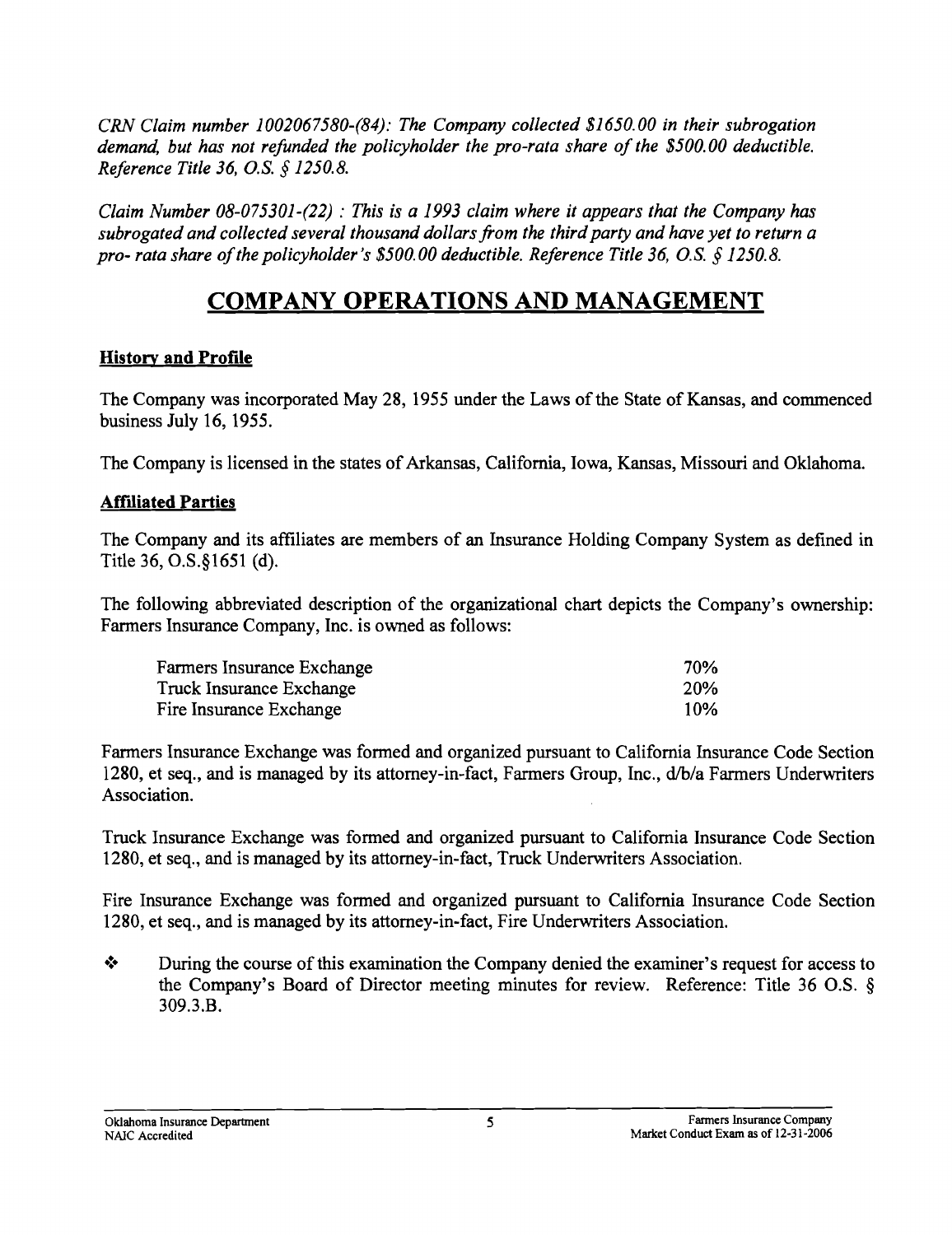*CRN Claim number 1002067580-(84): The Company collected $1650.00 in their subrogation demand, but has not refunded the policyholder the pro-rata share of the $500.00 deductible. Reference Title 36, O.S. § 1250.8.*

*Claim Number 08-075301-(22) : This is a 1993 claim where it appears that the Company has subrogated and collected several thousand dollars from the third party and have yet to return a pro- rata share of the policyholder's $500.00 deductible. Reference Title 36, O.S. § 1250.8.*

# COMPANY OPERATIONS AND MANAGEMENT

### History and Profile

The Company was incorporated May 28, 1955 under the Laws of the State of Kansas, and commenced business July 16, 1955.

The Company is licensed in the states of Arkansas, California, Iowa, Kansas, Missouri and Oklahoma.

### Affiliated Parties

The Company and its affiliates are members of an Insurance Holding Company System as defined in Title 36, O.S.§1651 (d).

The following abbreviated description of the organizational chart depicts the Company's ownership: Farmers Insurance Company, Inc. is owned as follows:

| | |
|---|---|
| Farmers Insurance Exchange | 70% |
| Truck Insurance Exchange | 20% |
| Fire Insurance Exchange | 10% |

Farmers Insurance Exchange was formed and organized pursuant to California Insurance Code Section 1280, et seq., and is managed by its attorney-in-fact, Farmers Group, Inc., d/b/a Farmers Underwriters Association.

Truck Insurance Exchange was formed and organized pursuant to California Insurance Code Section 1280, et seq., and is managed by its attorney-in-fact, Truck Underwriters Association.

Fire Insurance Exchange was formed and organized pursuant to California Insurance Code Section 1280, et seq., and is managed by its attorney-in-fact, Fire Underwriters Association.

- During the course of this examination the Company denied the examiner's request for access to the Company's Board of Director meeting minutes for review. Reference: Title 36 O.S. § 309.3.B.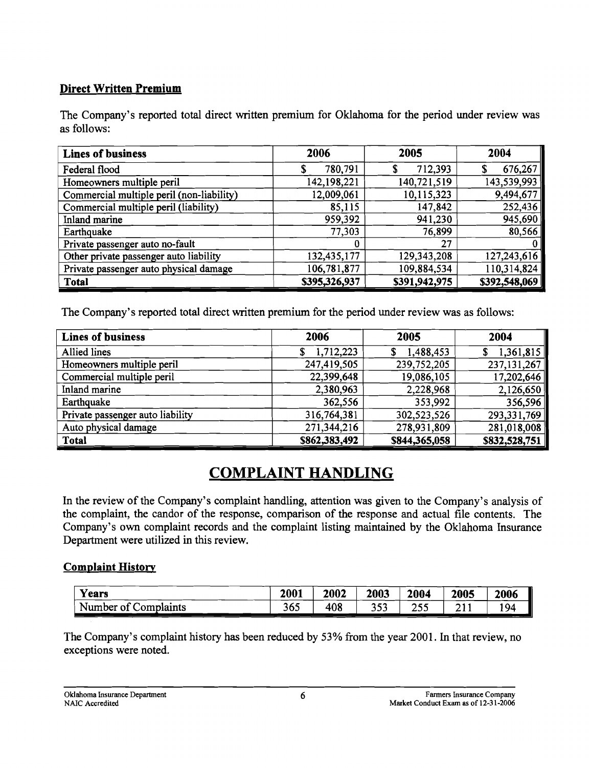### Direct Written Premium

The Company's reported total direct written premium for Oklahoma for the period under review was as follows:

| Lines of business | 2006 | 2005 | 2004 |
|---|---|---|---|
| Federal flood | $ 780,791 | $ 712,393 | $ 676,267 |
| Homeowners multiple peril | 142,198,221 | 140,721,519 | 143,539,993 |
| Commercial multiple peril (non-liability) | 12,009,061 | 10,115,323 | 9,494,677 |
| Commercial multiple peril (liability) | 85,115 | 147,842 | 252,436 |
| Inland marine | 959,392 | 941,230 | 945,690 |
| Earthquake | 77,303 | 76,899 | 80,566 |
| Private passenger auto no-fault | 0 | 27 | 0 |
| Other private passenger auto liability | 132,435,177 | 129,343,208 | 127,243,616 |
| Private passenger auto physical damage | 106,781,877 | 109,884,534 | 110,314,824 |
| **Total** | **$395,326,937** | **$391,942,975** | **$392,548,069** |

The Company's reported total direct written premium for the period under review was as follows:

| Lines of business | 2006 | 2005 | 2004 |
|---|---|---|---|
| Allied lines | $ 1,712,223 | $ 1,488,453 | $ 1,361,815 |
| Homeowners multiple peril | 247,419,505 | 239,752,205 | 237,131,267 |
| Commercial multiple peril | 22,399,648 | 19,086,105 | 17,202,646 |
| Inland marine | 2,380,963 | 2,228,968 | 2,126,650 |
| Earthquake | 362,556 | 353,992 | 356,596 |
| Private passenger auto liability | 316,764,381 | 302,523,526 | 293,331,769 |
| Auto physical damage | 271,344,216 | 278,931,809 | 281,018,008 |
| **Total** | **$862,383,492** | **$844,365,058** | **$832,528,751** |

# COMPLAINT HANDLING

In the review of the Company's complaint handling, attention was given to the Company's analysis of the complaint, the candor of the response, comparison of the response and actual file contents. The Company's own complaint records and the complaint listing maintained by the Oklahoma Insurance Department were utilized in this review.

### Complaint History

| Years | 2001 | 2002 | 2003 | 2004 | 2005 | 2006 |
|---|---|---|---|---|---|---|
| Number of Complaints | 365 | 408 | 353 | 255 | 211 | 194 |

The Company's complaint history has been reduced by 53% from the year 2001. In that review, no exceptions were noted.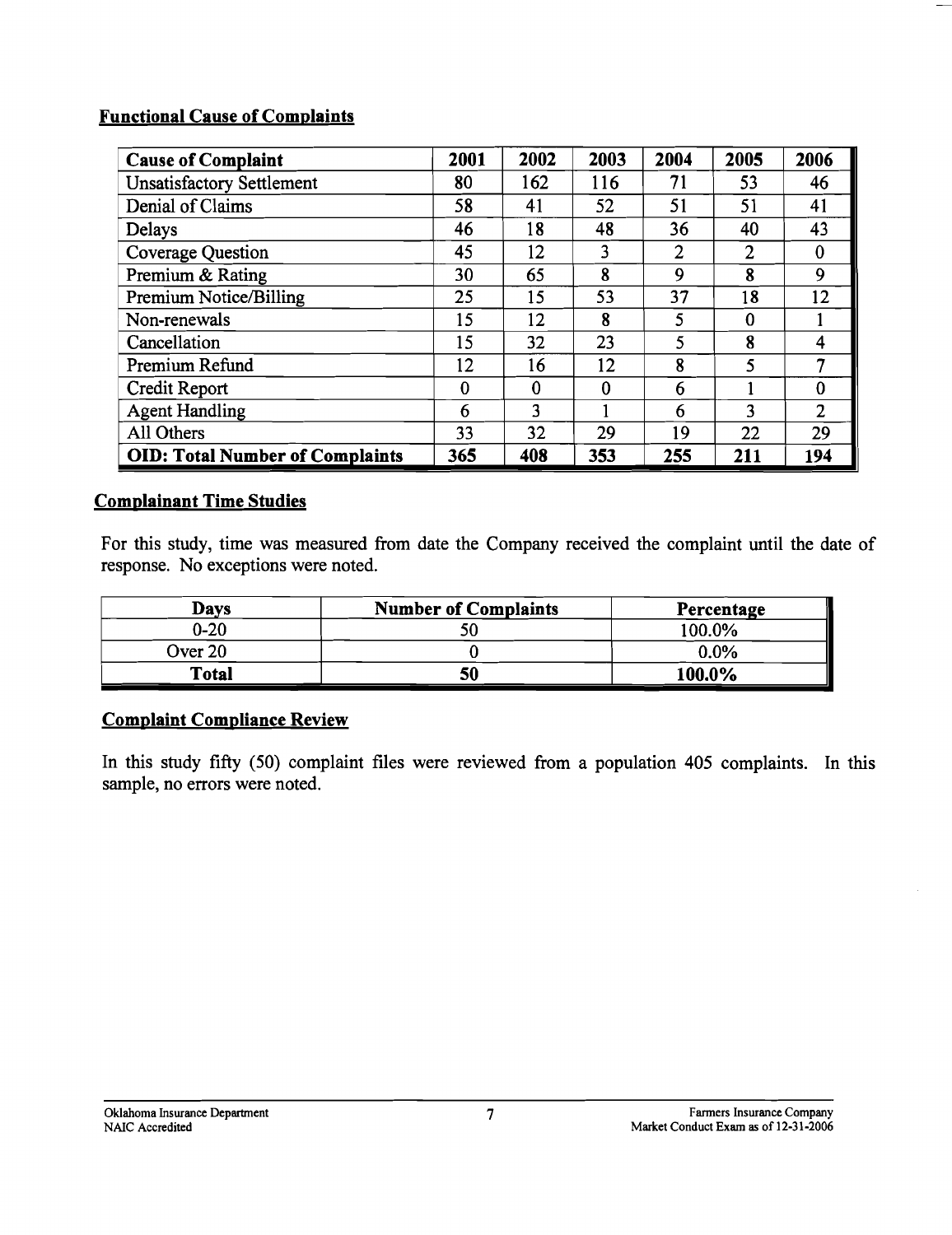## Functional Cause of Complaints

| Cause of Complaint | 2001 | 2002 | 2003 | 2004 | 2005 | 2006 |
|---|---|---|---|---|---|---|
| Unsatisfactory Settlement | 80 | 162 | 116 | 71 | 53 | 46 |
| Denial of Claims | 58 | 41 | 52 | 51 | 51 | 41 |
| Delays | 46 | 18 | 48 | 36 | 40 | 43 |
| Coverage Question | 45 | 12 | 3 | 2 | 2 | 0 |
| Premium & Rating | 30 | 65 | 8 | 9 | 8 | 9 |
| Premium Notice/Billing | 25 | 15 | 53 | 37 | 18 | 12 |
| Non-renewals | 15 | 12 | 8 | 5 | 0 | 1 |
| Cancellation | 15 | 32 | 23 | 5 | 8 | 4 |
| Premium Refund | 12 | 16 | 12 | 8 | 5 | 7 |
| Credit Report | 0 | 0 | 0 | 6 | 1 | 0 |
| Agent Handling | 6 | 3 | 1 | 6 | 3 | 2 |
| All Others | 33 | 32 | 29 | 19 | 22 | 29 |
| **OID: Total Number of Complaints** | **365** | **408** | **353** | **255** | **211** | **194** |

## Complainant Time Studies

For this study, time was measured from date the Company received the complaint until the date of response. No exceptions were noted.

| Days | Number of Complaints | Percentage |
|---|---|---|
| 0-20 | 50 | 100.0% |
| Over 20 | 0 | 0.0% |
| **Total** | **50** | **100.0%** |

## Complaint Compliance Review

In this study fifty (50) complaint files were reviewed from a population 405 complaints. In this sample, no errors were noted.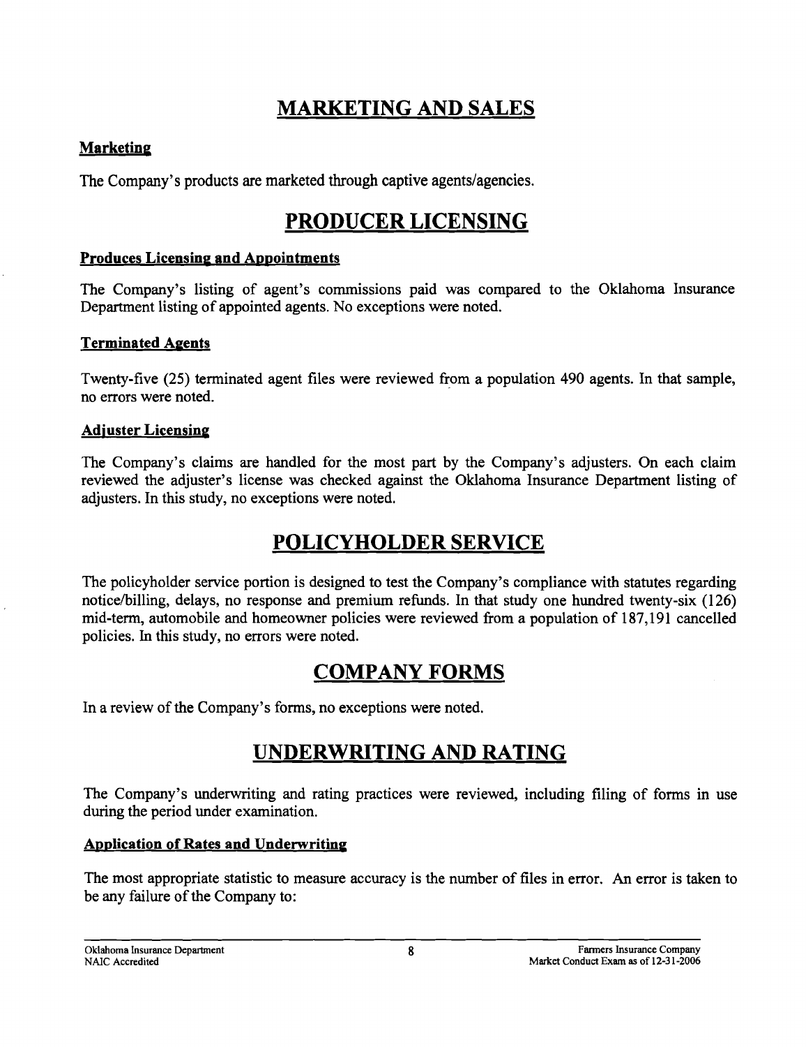# MARKETING AND SALES

### Marketing

The Company's products are marketed through captive agents/agencies.

# PRODUCER LICENSING

### Produces Licensing and Appointments

The Company's listing of agent's commissions paid was compared to the Oklahoma Insurance Department listing of appointed agents. No exceptions were noted.

### Terminated Agents

Twenty-five (25) terminated agent files were reviewed from a population 490 agents. In that sample, no errors were noted.

### Adjuster Licensing

The Company's claims are handled for the most part by the Company's adjusters. On each claim reviewed the adjuster's license was checked against the Oklahoma Insurance Department listing of adjusters. In this study, no exceptions were noted.

# POLICYHOLDER SERVICE

The policyholder service portion is designed to test the Company's compliance with statutes regarding notice/billing, delays, no response and premium refunds. In that study one hundred twenty-six (126) mid-term, automobile and homeowner policies were reviewed from a population of 187,191 cancelled policies. In this study, no errors were noted.

# COMPANY FORMS

In a review of the Company's forms, no exceptions were noted.

# UNDERWRITING AND RATING

The Company's underwriting and rating practices were reviewed, including filing of forms in use during the period under examination.

### Application of Rates and Underwriting

The most appropriate statistic to measure accuracy is the number of files in error. An error is taken to be any failure of the Company to: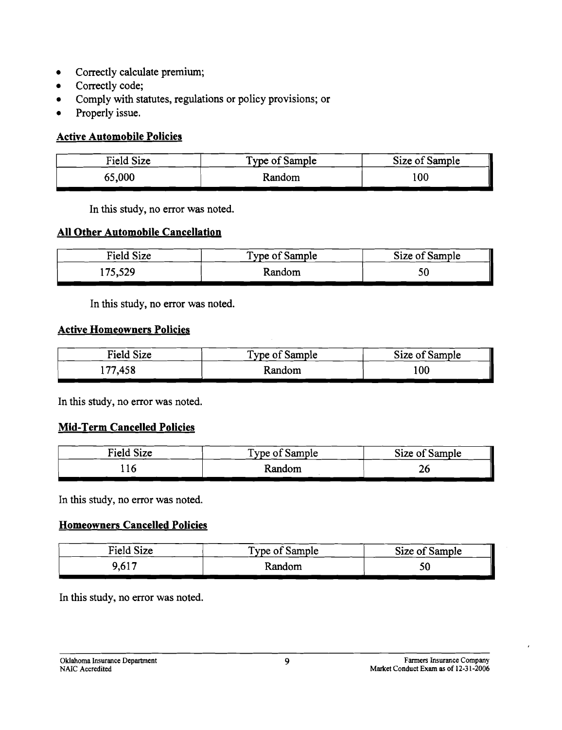- Correctly calculate premium;
- Correctly code;
- Comply with statutes, regulations or policy provisions; or
- Properly issue.

### Active Automobile Policies

| Field Size | Type of Sample | Size of Sample |
|---|---|---|
| 65,000 | Random | 100 |

In this study, no error was noted.

### All Other Automobile Cancellation

| Field Size | Type of Sample | Size of Sample |
|---|---|---|
| 175,529 | Random | 50 |

In this study, no error was noted.

### Active Homeowners Policies

| Field Size | Type of Sample | Size of Sample |
|---|---|---|
| 177,458 | Random | 100 |

In this study, no error was noted.

### Mid-Term Cancelled Policies

| Field Size | Type of Sample | Size of Sample |
|---|---|---|
| 116 | Random | 26 |

In this study, no error was noted.

### Homeowners Cancelled Policies

| Field Size | Type of Sample | Size of Sample |
|---|---|---|
| 9,617 | Random | 50 |

In this study, no error was noted.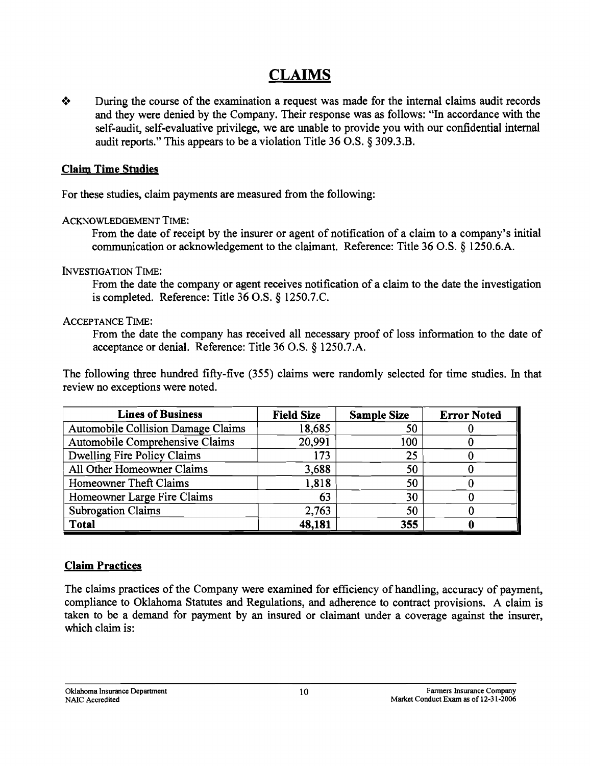# CLAIMS

❖ During the course of the examination a request was made for the internal claims audit records and they were denied by the Company. Their response was as follows: "In accordance with the self-audit, self-evaluative privilege, we are unable to provide you with our confidential internal audit reports." This appears to be a violation Title 36 O.S. § 309.3.B.

## Claim Time Studies

For these studies, claim payments are measured from the following:

ACKNOWLEDGEMENT TIME:

From the date of receipt by the insurer or agent of notification of a claim to a company's initial communication or acknowledgement to the claimant. Reference: Title 36 O.S. § 1250.6.A.

INVESTIGATION TIME:

From the date the company or agent receives notification of a claim to the date the investigation is completed. Reference: Title 36 O.S. § 1250.7.C.

ACCEPTANCE TIME:

From the date the company has received all necessary proof of loss information to the date of acceptance or denial. Reference: Title 36 O.S. § 1250.7.A.

The following three hundred fifty-five (355) claims were randomly selected for time studies. In that review no exceptions were noted.

| Lines of Business | Field Size | Sample Size | Error Noted |
|---|---|---|---|
| Automobile Collision Damage Claims | 18,685 | 50 | 0 |
| Automobile Comprehensive Claims | 20,991 | 100 | 0 |
| Dwelling Fire Policy Claims | 173 | 25 | 0 |
| All Other Homeowner Claims | 3,688 | 50 | 0 |
| Homeowner Theft Claims | 1,818 | 50 | 0 |
| Homeowner Large Fire Claims | 63 | 30 | 0 |
| Subrogation Claims | 2,763 | 50 | 0 |
| **Total** | **48,181** | **355** | **0** |

## Claim Practices

The claims practices of the Company were examined for efficiency of handling, accuracy of payment, compliance to Oklahoma Statutes and Regulations, and adherence to contract provisions. A claim is taken to be a demand for payment by an insured or claimant under a coverage against the insurer, which claim is: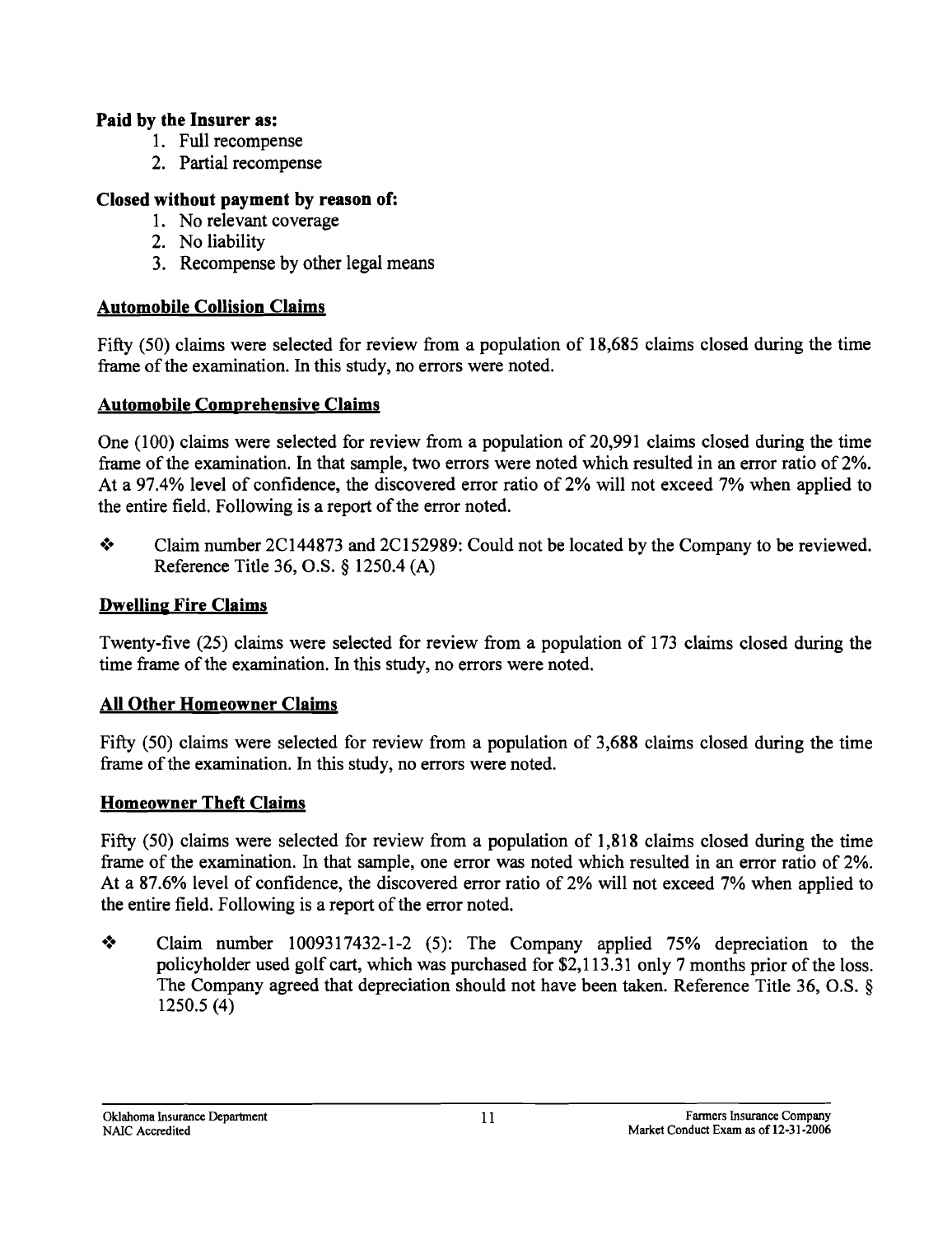**Paid by the Insurer as:**

1. Full recompense
2. Partial recompense

**Closed without payment by reason of:**

1. No relevant coverage
2. No liability
3. Recompense by other legal means

**Automobile Collision Claims**

Fifty (50) claims were selected for review from a population of 18,685 claims closed during the time frame of the examination. In this study, no errors were noted.

**Automobile Comprehensive Claims**

One (100) claims were selected for review from a population of 20,991 claims closed during the time frame of the examination. In that sample, two errors were noted which resulted in an error ratio of 2%. At a 97.4% level of confidence, the discovered error ratio of 2% will not exceed 7% when applied to the entire field. Following is a report of the error noted.

- ❖ Claim number 2C144873 and 2C152989: Could not be located by the Company to be reviewed. Reference Title 36, O.S. § 1250.4 (A)

**Dwelling Fire Claims**

Twenty-five (25) claims were selected for review from a population of 173 claims closed during the time frame of the examination. In this study, no errors were noted.

**All Other Homeowner Claims**

Fifty (50) claims were selected for review from a population of 3,688 claims closed during the time frame of the examination. In this study, no errors were noted.

**Homeowner Theft Claims**

Fifty (50) claims were selected for review from a population of 1,818 claims closed during the time frame of the examination. In that sample, one error was noted which resulted in an error ratio of 2%. At a 87.6% level of confidence, the discovered error ratio of 2% will not exceed 7% when applied to the entire field. Following is a report of the error noted.

- ❖ Claim number 1009317432-1-2 (5): The Company applied 75% depreciation to the policyholder used golf cart, which was purchased for $2,113.31 only 7 months prior of the loss. The Company agreed that depreciation should not have been taken. Reference Title 36, O.S. § 1250.5 (4)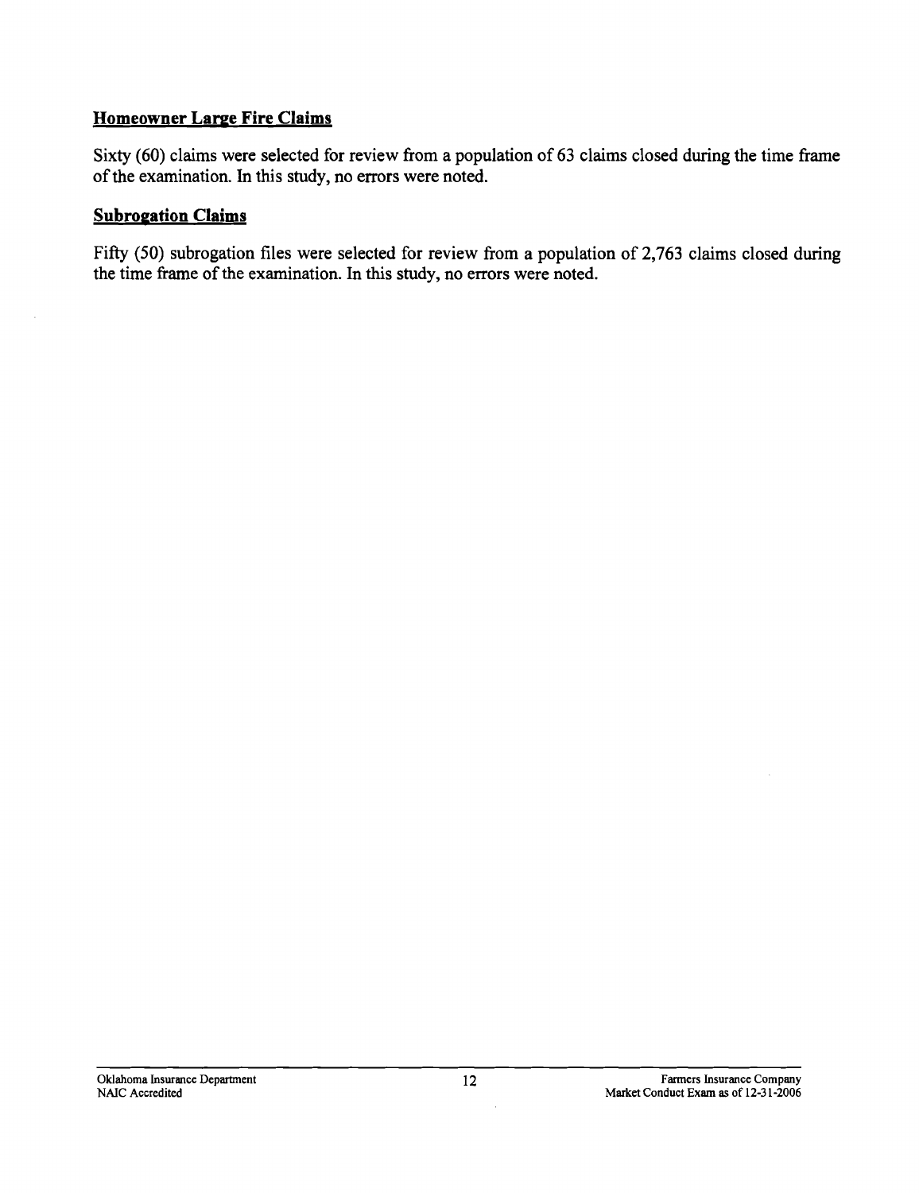## Homeowner Large Fire Claims

Sixty (60) claims were selected for review from a population of 63 claims closed during the time frame of the examination. In this study, no errors were noted.

## Subrogation Claims

Fifty (50) subrogation files were selected for review from a population of 2,763 claims closed during the time frame of the examination. In this study, no errors were noted.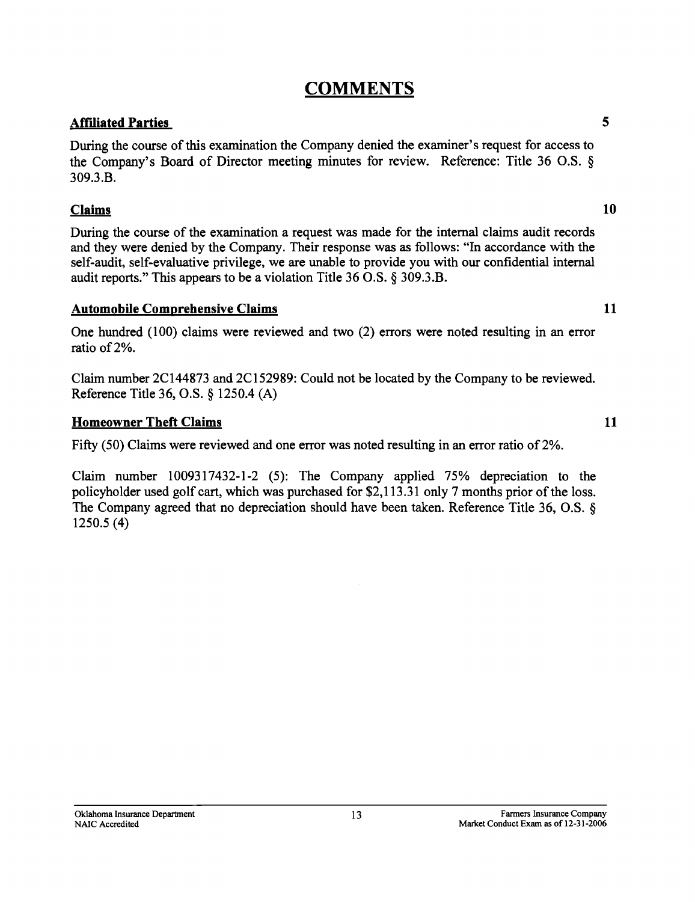# COMMENTS

## Affiliated Parties 5

During the course of this examination the Company denied the examiner's request for access to the Company's Board of Director meeting minutes for review. Reference: Title 36 O.S. § 309.3.B.

## Claims 10

During the course of the examination a request was made for the internal claims audit records and they were denied by the Company. Their response was as follows: "In accordance with the self-audit, self-evaluative privilege, we are unable to provide you with our confidential internal audit reports." This appears to be a violation Title 36 O.S. § 309.3.B.

## Automobile Comprehensive Claims 11

One hundred (100) claims were reviewed and two (2) errors were noted resulting in an error ratio of 2%.

Claim number 2C144873 and 2C152989: Could not be located by the Company to be reviewed. Reference Title 36, O.S. § 1250.4 (A)

## Homeowner Theft Claims 11

Fifty (50) Claims were reviewed and one error was noted resulting in an error ratio of 2%.

Claim number 1009317432-1-2 (5): The Company applied 75% depreciation to the policyholder used golf cart, which was purchased for $2,113.31 only 7 months prior of the loss. The Company agreed that no depreciation should have been taken. Reference Title 36, O.S. § 1250.5 (4)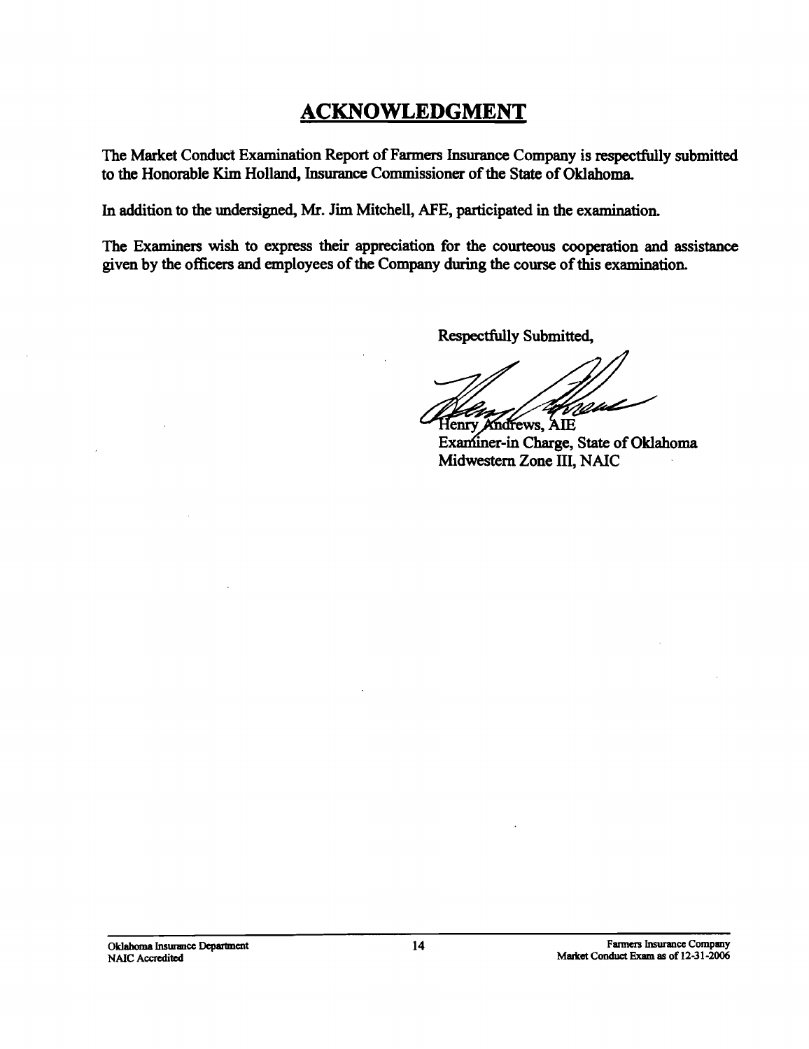# ACKNOWLEDGMENT

The Market Conduct Examination Report of Farmers Insurance Company is respectfully submitted to the Honorable Kim Holland, Insurance Commissioner of the State of Oklahoma.

In addition to the undersigned, Mr. Jim Mitchell, AFE, participated in the examination.

The Examiners wish to express their appreciation for the courteous cooperation and assistance given by the officers and employees of the Company during the course of this examination.

Respectfully Submitted,

Henry Andrews, AIE
Examiner-in Charge, State of Oklahoma
Midwestern Zone III, NAIC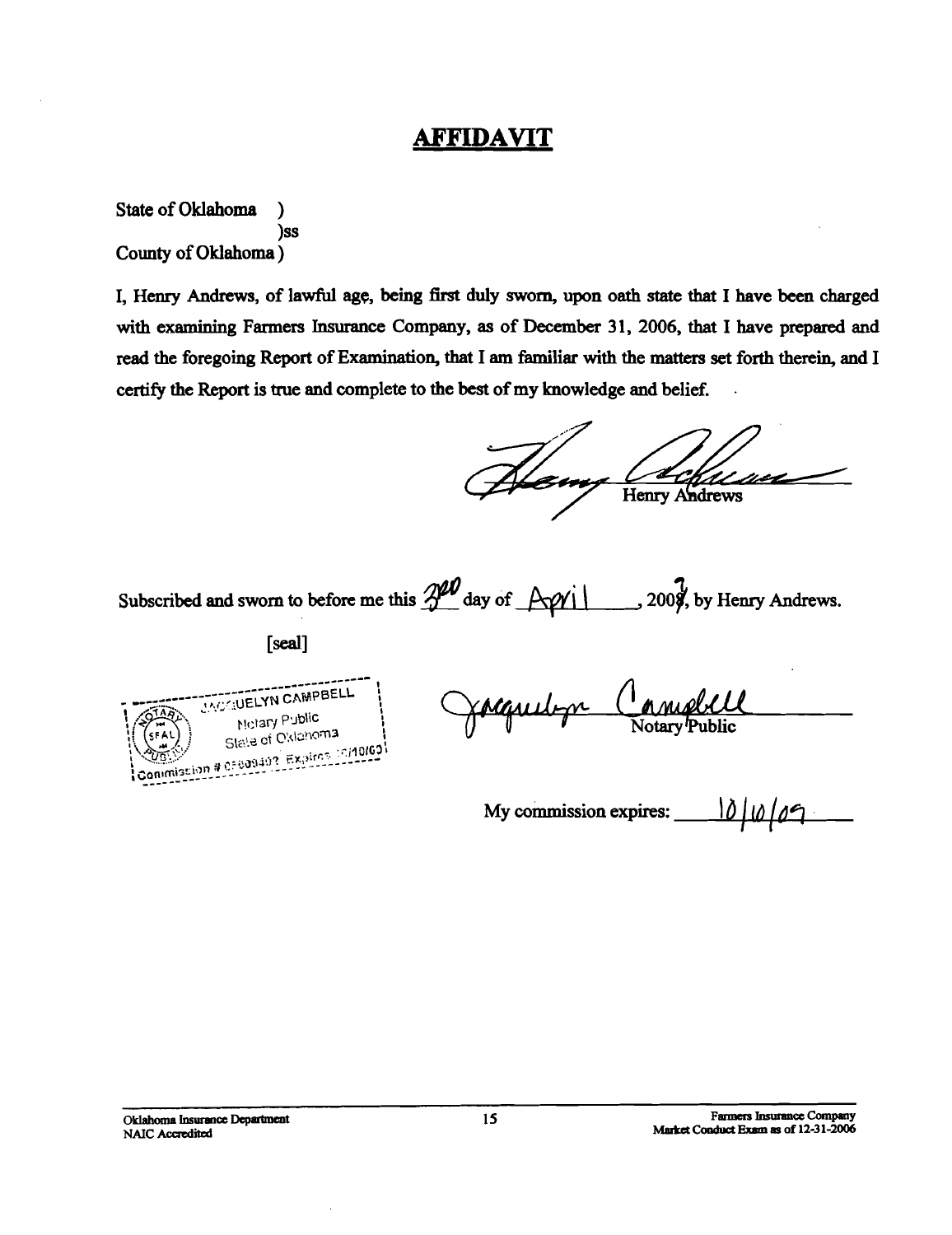# AFFIDAVIT

State of Oklahoma )
)ss
County of Oklahoma )

I, Henry Andrews, of lawful age, being first duly sworn, upon oath state that I have been charged with examining Farmers Insurance Company, as of December 31, 2006, that I have prepared and read the foregoing Report of Examination, that I am familiar with the matters set forth therein, and I certify the Report is true and complete to the best of my knowledge and belief.

Henry Andrews

Subscribed and sworn to before me this 3rd day of April, 2007, by Henry Andrews.

[seal]

JACQUELYN CAMPBELL
Notary Public
State of Oklahoma
Commission # 05009407 Expires 10/10/09

Notary Public

My commission expires: 10/10/09